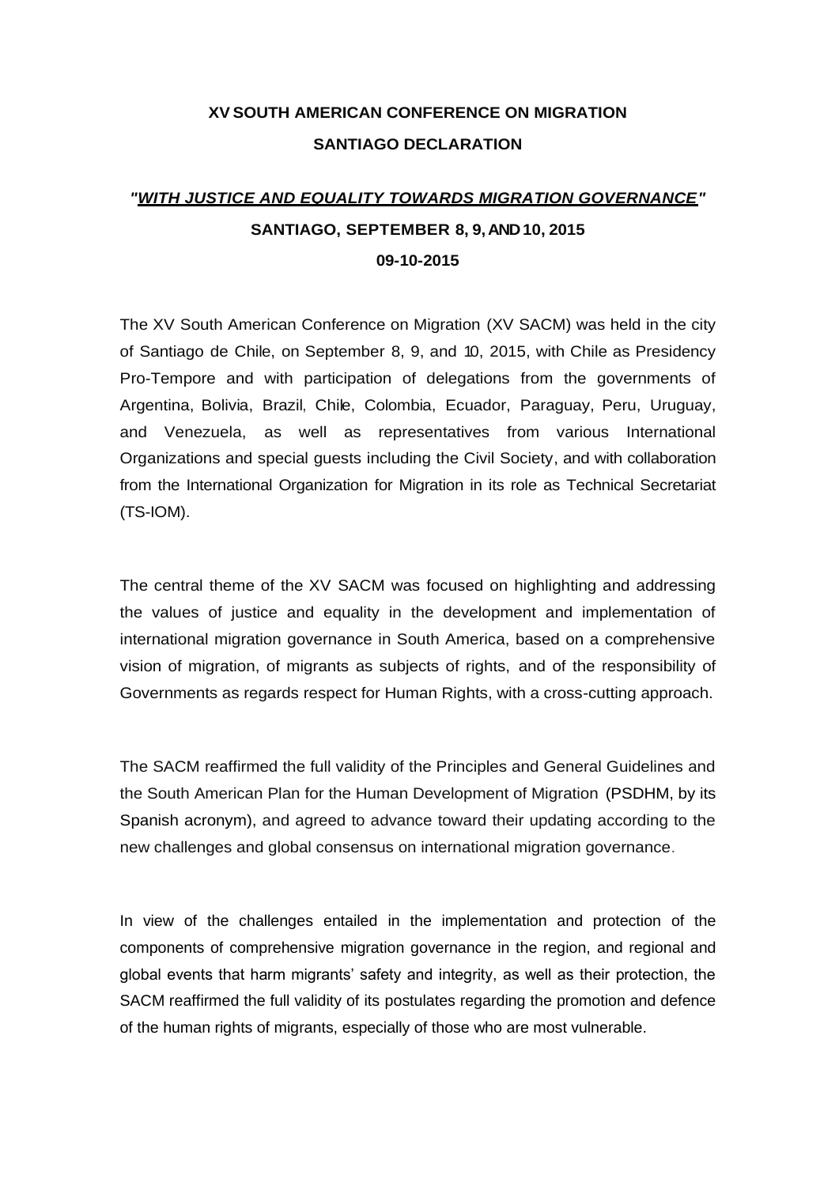# XV SOUTH AMERICAN CONFERENCE ON MIGRATION

## SANTIAGO DECLARATION

### *"WITH JUSTICE AND EQUALITY TOWARDS MIGRATION GOVERNANCE"*

**SANTIAGO, SEPTEMBER 8, 9, AND 10, 2015**

**09-10-2015**

The XV South American Conference on Migration (XV SACM) was held in the city of Santiago de Chile, on September 8, 9, and 10, 2015, with Chile as Presidency Pro-Tempore and with participation of delegations from the governments of Argentina, Bolivia, Brazil, Chile, Colombia, Ecuador, Paraguay, Peru, Uruguay, and Venezuela, as well as representatives from various International Organizations and special guests including the Civil Society, and with collaboration from the International Organization for Migration in its role as Technical Secretariat (TS-IOM).

The central theme of the XV SACM was focused on highlighting and addressing the values of justice and equality in the development and implementation of international migration governance in South America, based on a comprehensive vision of migration, of migrants as subjects of rights, and of the responsibility of Governments as regards respect for Human Rights, with a cross-cutting approach.

The SACM reaffirmed the full validity of the Principles and General Guidelines and the South American Plan for the Human Development of Migration (PSDHM, by its Spanish acronym), and agreed to advance toward their updating according to the new challenges and global consensus on international migration governance.

In view of the challenges entailed in the implementation and protection of the components of comprehensive migration governance in the region, and regional and global events that harm migrants' safety and integrity, as well as their protection, the SACM reaffirmed the full validity of its postulates regarding the promotion and defence of the human rights of migrants, especially of those who are most vulnerable.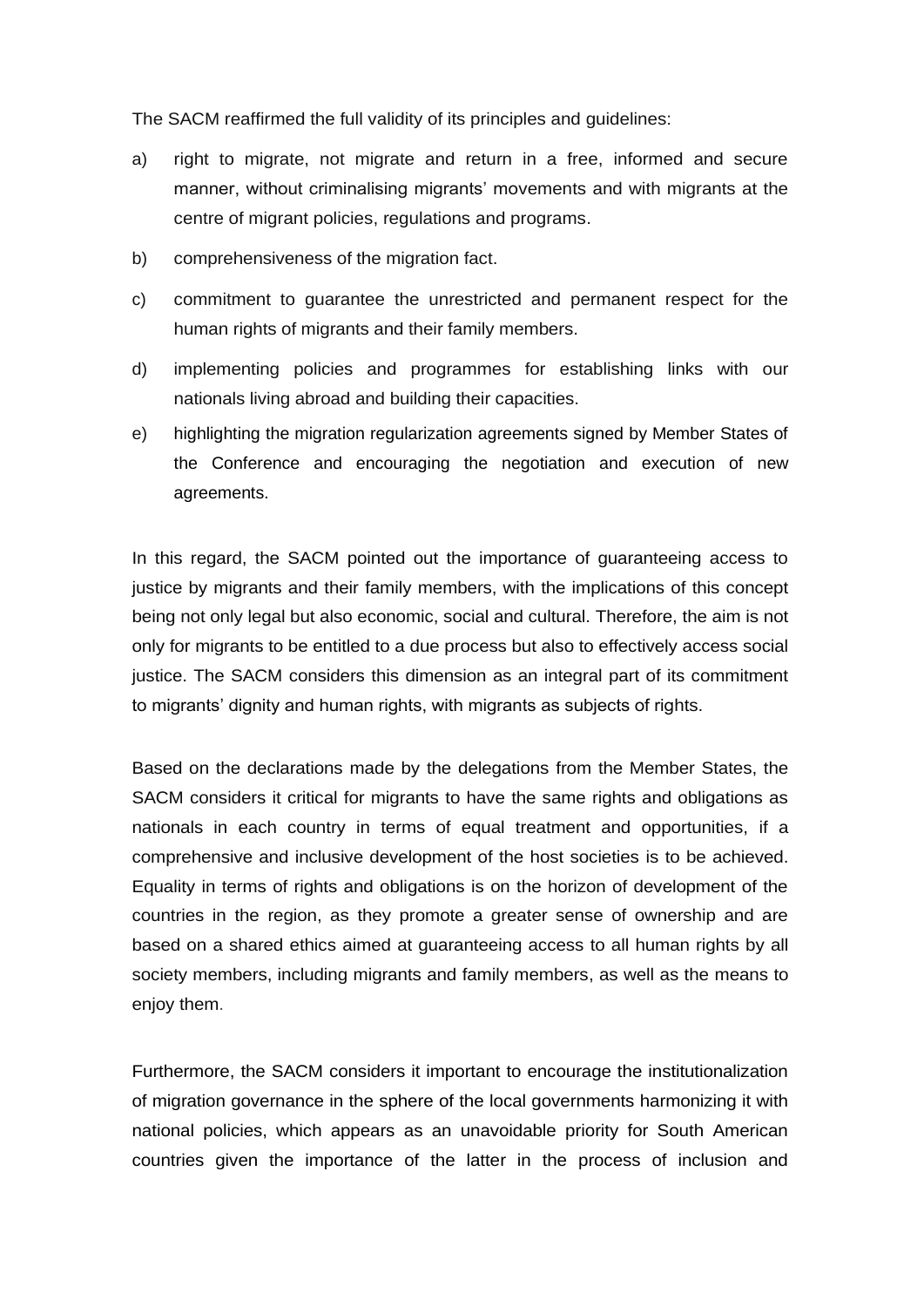The SACM reaffirmed the full validity of its principles and guidelines:

a) right to migrate, not migrate and return in a free, informed and secure manner, without criminalising migrants' movements and with migrants at the centre of migrant policies, regulations and programs.

b) comprehensiveness of the migration fact.

c) commitment to guarantee the unrestricted and permanent respect for the human rights of migrants and their family members.

d) implementing policies and programmes for establishing links with our nationals living abroad and building their capacities.

e) highlighting the migration regularization agreements signed by Member States of the Conference and encouraging the negotiation and execution of new agreements.

In this regard, the SACM pointed out the importance of guaranteeing access to justice by migrants and their family members, with the implications of this concept being not only legal but also economic, social and cultural. Therefore, the aim is not only for migrants to be entitled to a due process but also to effectively access social justice. The SACM considers this dimension as an integral part of its commitment to migrants' dignity and human rights, with migrants as subjects of rights.

Based on the declarations made by the delegations from the Member States, the SACM considers it critical for migrants to have the same rights and obligations as nationals in each country in terms of equal treatment and opportunities, if a comprehensive and inclusive development of the host societies is to be achieved. Equality in terms of rights and obligations is on the horizon of development of the countries in the region, as they promote a greater sense of ownership and are based on a shared ethics aimed at guaranteeing access to all human rights by all society members, including migrants and family members, as well as the means to enjoy them.

Furthermore, the SACM considers it important to encourage the institutionalization of migration governance in the sphere of the local governments harmonizing it with national policies, which appears as an unavoidable priority for South American countries given the importance of the latter in the process of inclusion and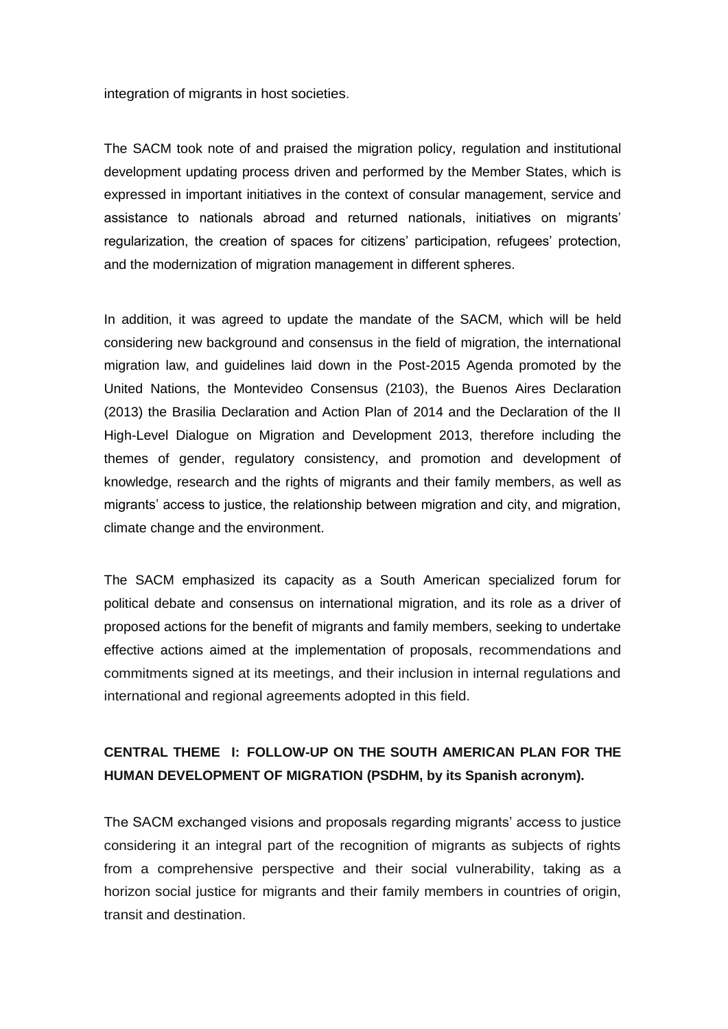integration of migrants in host societies.

The SACM took note of and praised the migration policy, regulation and institutional development updating process driven and performed by the Member States, which is expressed in important initiatives in the context of consular management, service and assistance to nationals abroad and returned nationals, initiatives on migrants' regularization, the creation of spaces for citizens' participation, refugees' protection, and the modernization of migration management in different spheres.

In addition, it was agreed to update the mandate of the SACM, which will be held considering new background and consensus in the field of migration, the international migration law, and guidelines laid down in the Post-2015 Agenda promoted by the United Nations, the Montevideo Consensus (2103), the Buenos Aires Declaration (2013) the Brasilia Declaration and Action Plan of 2014 and the Declaration of the II High-Level Dialogue on Migration and Development 2013, therefore including the themes of gender, regulatory consistency, and promotion and development of knowledge, research and the rights of migrants and their family members, as well as migrants' access to justice, the relationship between migration and city, and migration, climate change and the environment.

The SACM emphasized its capacity as a South American specialized forum for political debate and consensus on international migration, and its role as a driver of proposed actions for the benefit of migrants and family members, seeking to undertake effective actions aimed at the implementation of proposals, recommendations and commitments signed at its meetings, and their inclusion in internal regulations and international and regional agreements adopted in this field.

## CENTRAL THEME I: FOLLOW-UP ON THE SOUTH AMERICAN PLAN FOR THE HUMAN DEVELOPMENT OF MIGRATION (PSDHM, by its Spanish acronym).

The SACM exchanged visions and proposals regarding migrants' access to justice considering it an integral part of the recognition of migrants as subjects of rights from a comprehensive perspective and their social vulnerability, taking as a horizon social justice for migrants and their family members in countries of origin, transit and destination.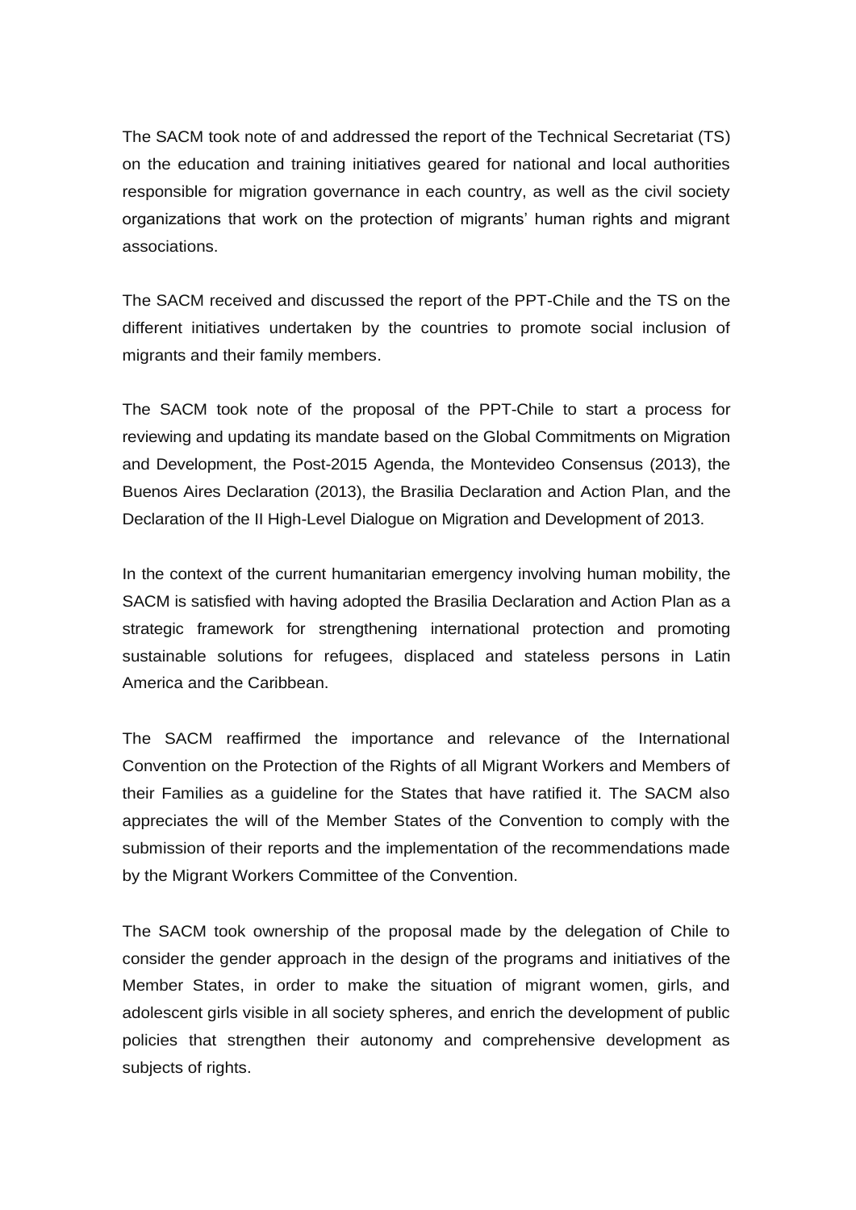The SACM took note of and addressed the report of the Technical Secretariat (TS) on the education and training initiatives geared for national and local authorities responsible for migration governance in each country, as well as the civil society organizations that work on the protection of migrants' human rights and migrant associations.

The SACM received and discussed the report of the PPT-Chile and the TS on the different initiatives undertaken by the countries to promote social inclusion of migrants and their family members.

The SACM took note of the proposal of the PPT-Chile to start a process for reviewing and updating its mandate based on the Global Commitments on Migration and Development, the Post-2015 Agenda, the Montevideo Consensus (2013), the Buenos Aires Declaration (2013), the Brasilia Declaration and Action Plan, and the Declaration of the II High-Level Dialogue on Migration and Development of 2013.

In the context of the current humanitarian emergency involving human mobility, the SACM is satisfied with having adopted the Brasilia Declaration and Action Plan as a strategic framework for strengthening international protection and promoting sustainable solutions for refugees, displaced and stateless persons in Latin America and the Caribbean.

The SACM reaffirmed the importance and relevance of the International Convention on the Protection of the Rights of all Migrant Workers and Members of their Families as a guideline for the States that have ratified it. The SACM also appreciates the will of the Member States of the Convention to comply with the submission of their reports and the implementation of the recommendations made by the Migrant Workers Committee of the Convention.

The SACM took ownership of the proposal made by the delegation of Chile to consider the gender approach in the design of the programs and initiatives of the Member States, in order to make the situation of migrant women, girls, and adolescent girls visible in all society spheres, and enrich the development of public policies that strengthen their autonomy and comprehensive development as subjects of rights.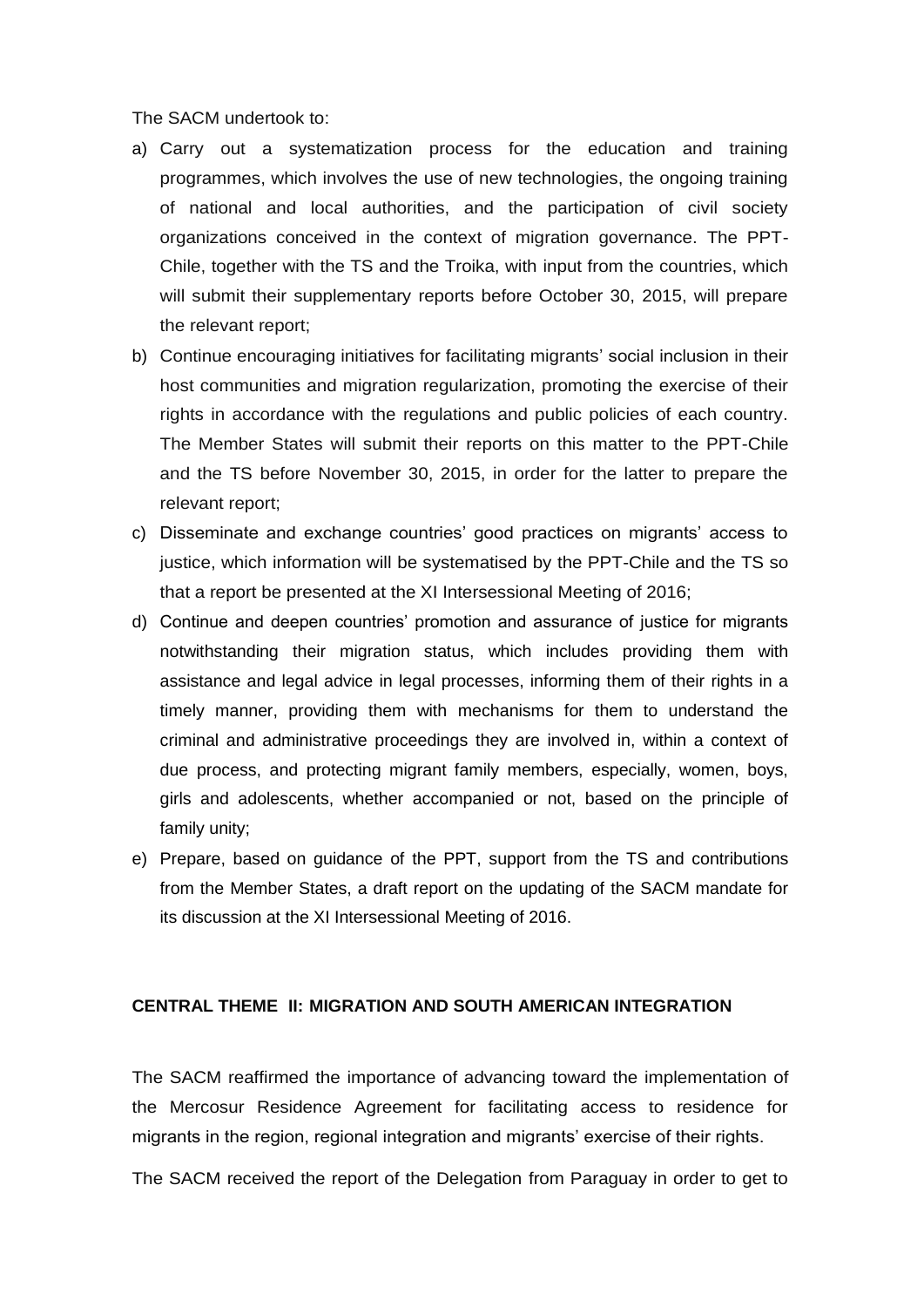The SACM undertook to:

a) Carry out a systematization process for the education and training programmes, which involves the use of new technologies, the ongoing training of national and local authorities, and the participation of civil society organizations conceived in the context of migration governance. The PPT-Chile, together with the TS and the Troika, with input from the countries, which will submit their supplementary reports before October 30, 2015, will prepare the relevant report;

b) Continue encouraging initiatives for facilitating migrants' social inclusion in their host communities and migration regularization, promoting the exercise of their rights in accordance with the regulations and public policies of each country. The Member States will submit their reports on this matter to the PPT-Chile and the TS before November 30, 2015, in order for the latter to prepare the relevant report;

c) Disseminate and exchange countries' good practices on migrants' access to justice, which information will be systematised by the PPT-Chile and the TS so that a report be presented at the XI Intersessional Meeting of 2016;

d) Continue and deepen countries' promotion and assurance of justice for migrants notwithstanding their migration status, which includes providing them with assistance and legal advice in legal processes, informing them of their rights in a timely manner, providing them with mechanisms for them to understand the criminal and administrative proceedings they are involved in, within a context of due process, and protecting migrant family members, especially, women, boys, girls and adolescents, whether accompanied or not, based on the principle of family unity;

e) Prepare, based on guidance of the PPT, support from the TS and contributions from the Member States, a draft report on the updating of the SACM mandate for its discussion at the XI Intersessional Meeting of 2016.

**CENTRAL THEME II: MIGRATION AND SOUTH AMERICAN INTEGRATION**

The SACM reaffirmed the importance of advancing toward the implementation of the Mercosur Residence Agreement for facilitating access to residence for migrants in the region, regional integration and migrants' exercise of their rights.

The SACM received the report of the Delegation from Paraguay in order to get to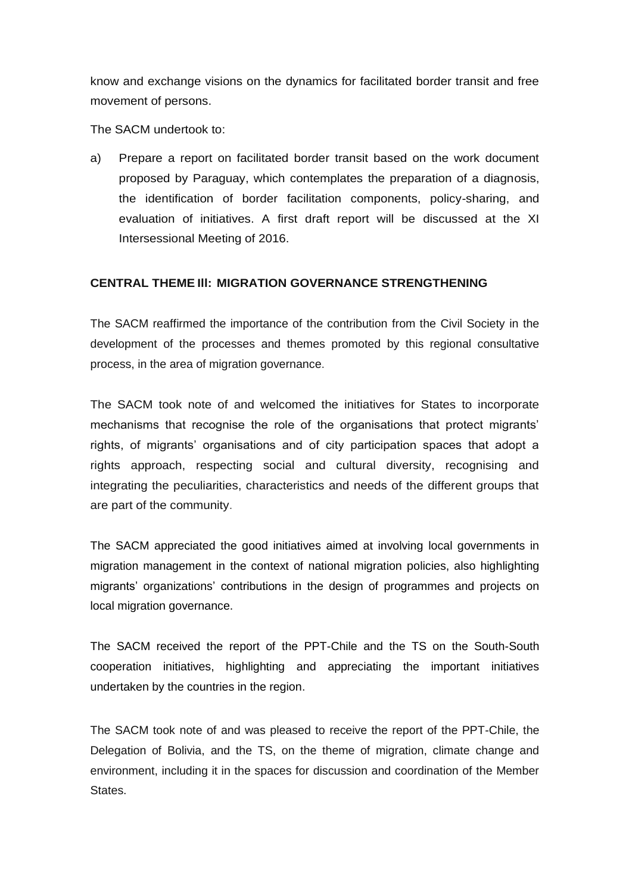know and exchange visions on the dynamics for facilitated border transit and free movement of persons.

The SACM undertook to:

a) Prepare a report on facilitated border transit based on the work document proposed by Paraguay, which contemplates the preparation of a diagnosis, the identification of border facilitation components, policy-sharing, and evaluation of initiatives. A first draft report will be discussed at the XI Intersessional Meeting of 2016.

## CENTRAL THEME III: MIGRATION GOVERNANCE STRENGTHENING

The SACM reaffirmed the importance of the contribution from the Civil Society in the development of the processes and themes promoted by this regional consultative process, in the area of migration governance.

The SACM took note of and welcomed the initiatives for States to incorporate mechanisms that recognise the role of the organisations that protect migrants' rights, of migrants' organisations and of city participation spaces that adopt a rights approach, respecting social and cultural diversity, recognising and integrating the peculiarities, characteristics and needs of the different groups that are part of the community.

The SACM appreciated the good initiatives aimed at involving local governments in migration management in the context of national migration policies, also highlighting migrants' organizations' contributions in the design of programmes and projects on local migration governance.

The SACM received the report of the PPT-Chile and the TS on the South-South cooperation initiatives, highlighting and appreciating the important initiatives undertaken by the countries in the region.

The SACM took note of and was pleased to receive the report of the PPT-Chile, the Delegation of Bolivia, and the TS, on the theme of migration, climate change and environment, including it in the spaces for discussion and coordination of the Member States.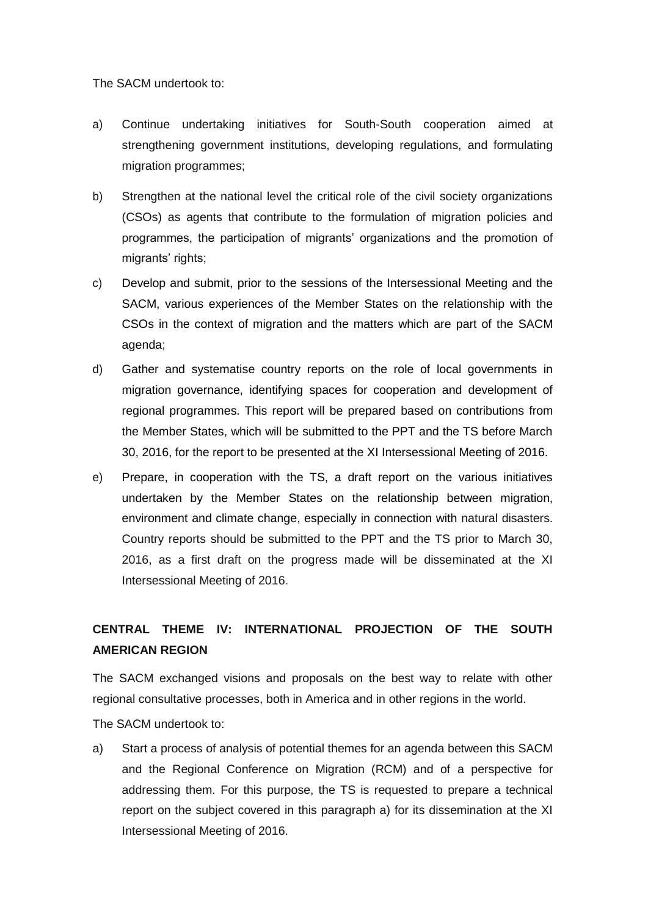The SACM undertook to:

a) Continue undertaking initiatives for South-South cooperation aimed at strengthening government institutions, developing regulations, and formulating migration programmes;

b) Strengthen at the national level the critical role of the civil society organizations (CSOs) as agents that contribute to the formulation of migration policies and programmes, the participation of migrants' organizations and the promotion of migrants' rights;

c) Develop and submit, prior to the sessions of the Intersessional Meeting and the SACM, various experiences of the Member States on the relationship with the CSOs in the context of migration and the matters which are part of the SACM agenda;

d) Gather and systematise country reports on the role of local governments in migration governance, identifying spaces for cooperation and development of regional programmes. This report will be prepared based on contributions from the Member States, which will be submitted to the PPT and the TS before March 30, 2016, for the report to be presented at the XI Intersessional Meeting of 2016.

e) Prepare, in cooperation with the TS, a draft report on the various initiatives undertaken by the Member States on the relationship between migration, environment and climate change, especially in connection with natural disasters. Country reports should be submitted to the PPT and the TS prior to March 30, 2016, as a first draft on the progress made will be disseminated at the XI Intersessional Meeting of 2016.

**CENTRAL THEME IV: INTERNATIONAL PROJECTION OF THE SOUTH AMERICAN REGION**

The SACM exchanged visions and proposals on the best way to relate with other regional consultative processes, both in America and in other regions in the world.

The SACM undertook to:

a) Start a process of analysis of potential themes for an agenda between this SACM and the Regional Conference on Migration (RCM) and of a perspective for addressing them. For this purpose, the TS is requested to prepare a technical report on the subject covered in this paragraph a) for its dissemination at the XI Intersessional Meeting of 2016.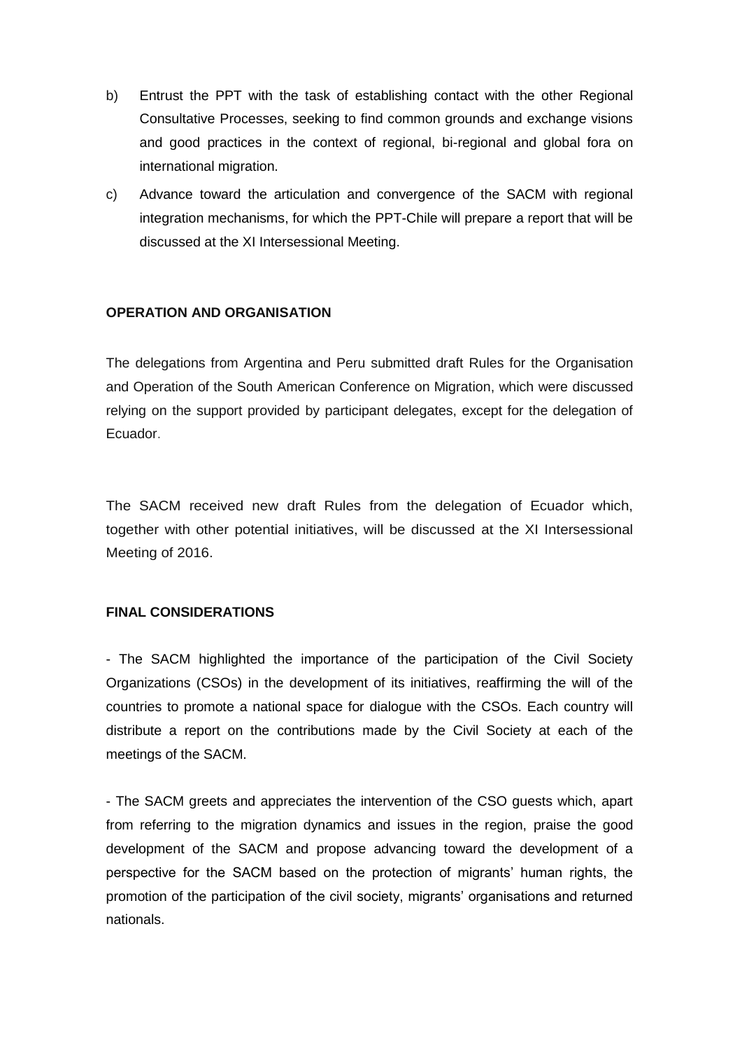b) Entrust the PPT with the task of establishing contact with the other Regional Consultative Processes, seeking to find common grounds and exchange visions and good practices in the context of regional, bi-regional and global fora on international migration.

c) Advance toward the articulation and convergence of the SACM with regional integration mechanisms, for which the PPT-Chile will prepare a report that will be discussed at the XI Intersessional Meeting.

**OPERATION AND ORGANISATION**

The delegations from Argentina and Peru submitted draft Rules for the Organisation and Operation of the South American Conference on Migration, which were discussed relying on the support provided by participant delegates, except for the delegation of Ecuador.

The SACM received new draft Rules from the delegation of Ecuador which, together with other potential initiatives, will be discussed at the XI Intersessional Meeting of 2016.

**FINAL CONSIDERATIONS**

- The SACM highlighted the importance of the participation of the Civil Society Organizations (CSOs) in the development of its initiatives, reaffirming the will of the countries to promote a national space for dialogue with the CSOs. Each country will distribute a report on the contributions made by the Civil Society at each of the meetings of the SACM.

- The SACM greets and appreciates the intervention of the CSO guests which, apart from referring to the migration dynamics and issues in the region, praise the good development of the SACM and propose advancing toward the development of a perspective for the SACM based on the protection of migrants' human rights, the promotion of the participation of the civil society, migrants' organisations and returned nationals.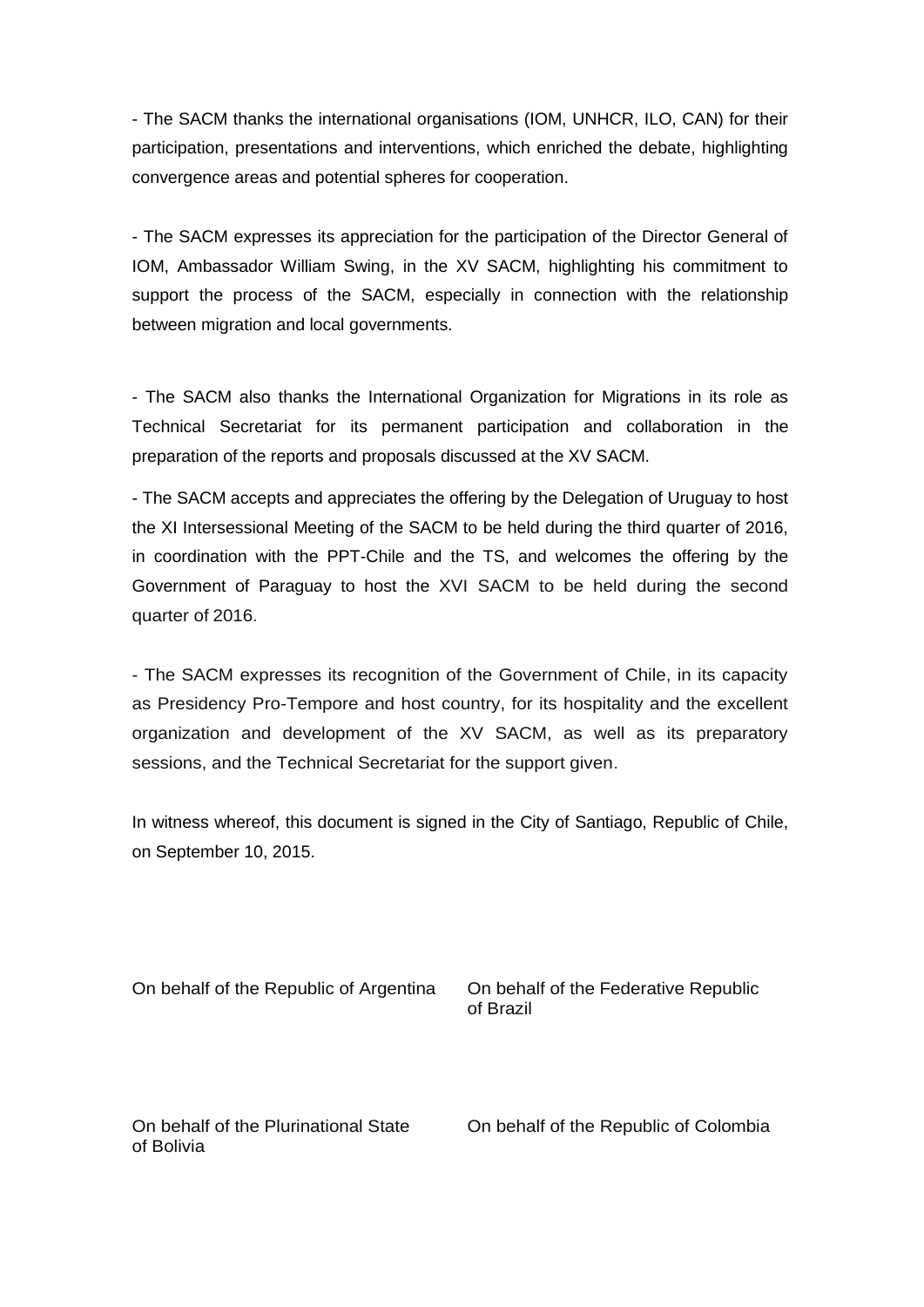- The SACM thanks the international organisations (IOM, UNHCR, ILO, CAN) for their participation, presentations and interventions, which enriched the debate, highlighting convergence areas and potential spheres for cooperation.

- The SACM expresses its appreciation for the participation of the Director General of IOM, Ambassador William Swing, in the XV SACM, highlighting his commitment to support the process of the SACM, especially in connection with the relationship between migration and local governments.

- The SACM also thanks the International Organization for Migrations in its role as Technical Secretariat for its permanent participation and collaboration in the preparation of the reports and proposals discussed at the XV SACM.

- The SACM accepts and appreciates the offering by the Delegation of Uruguay to host the XI Intersessional Meeting of the SACM to be held during the third quarter of 2016, in coordination with the PPT-Chile and the TS, and welcomes the offering by the Government of Paraguay to host the XVI SACM to be held during the second quarter of 2016.

- The SACM expresses its recognition of the Government of Chile, in its capacity as Presidency Pro-Tempore and host country, for its hospitality and the excellent organization and development of the XV SACM, as well as its preparatory sessions, and the Technical Secretariat for the support given.

In witness whereof, this document is signed in the City of Santiago, Republic of Chile, on September 10, 2015.

On behalf of the Republic of Argentina

On behalf of the Federative Republic of Brazil

On behalf of the Plurinational State of Bolivia

On behalf of the Republic of Colombia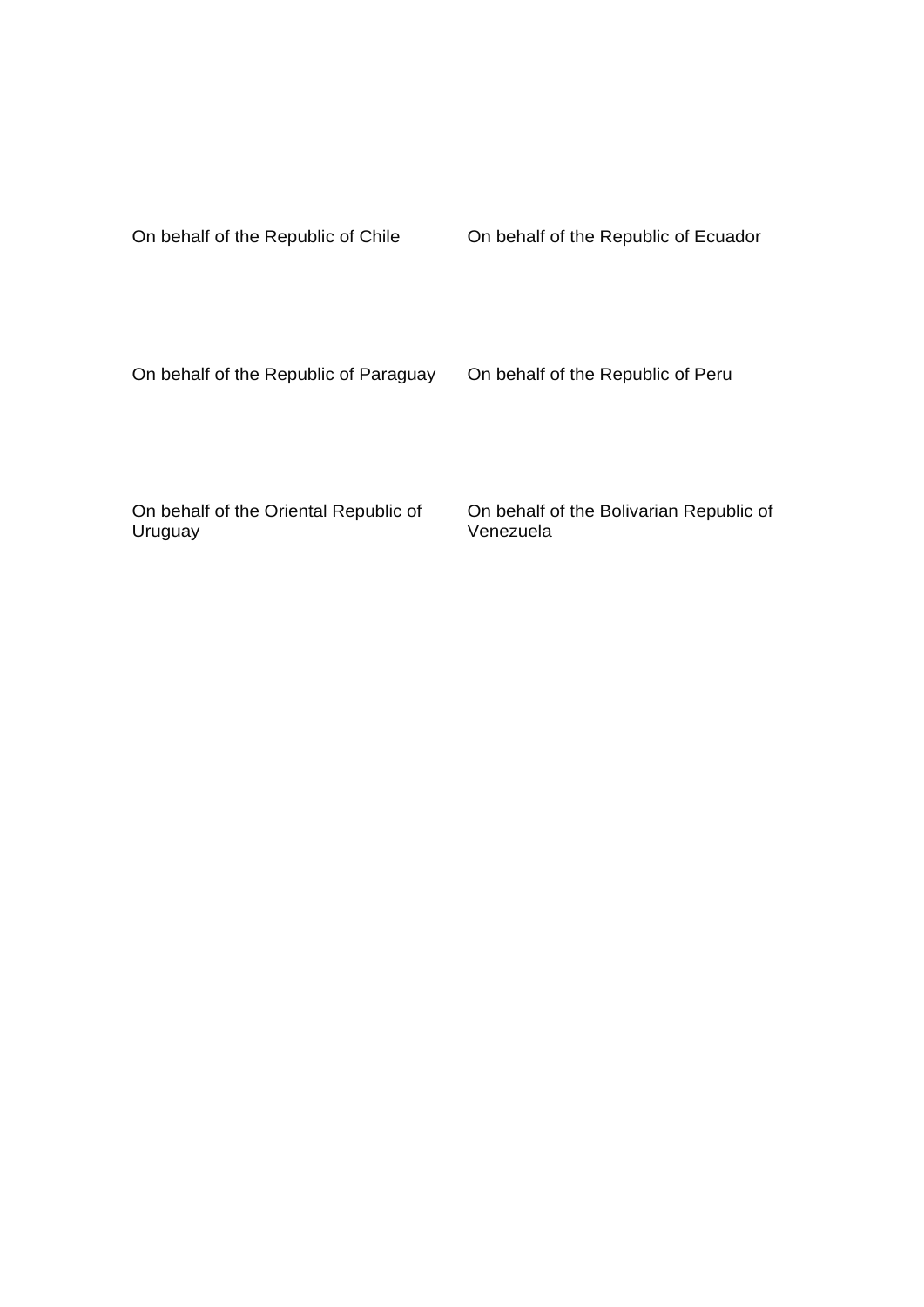On behalf of the Republic of Chile

On behalf of the Republic of Ecuador

On behalf of the Republic of Paraguay

On behalf of the Republic of Peru

On behalf of the Oriental Republic of Uruguay

On behalf of the Bolivarian Republic of Venezuela